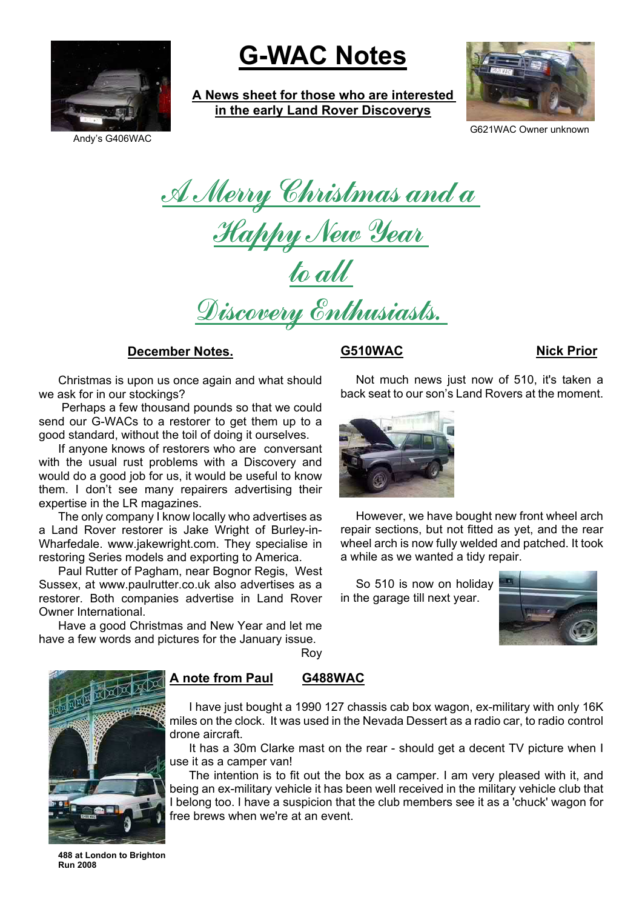# G-WAC Notes

**A News sheet for those who are interested in the early Land Rover Discoverys**

Andy's G406WAC

G621WAC Owner unknown

*A Merry Christmas and a Happy New Year to all Discovery Enthusiasts.*

## December Notes.

Christmas is upon us once again and what should we ask for in our stockings?

Perhaps a few thousand pounds so that we could send our G-WACs to a restorer to get them up to a good standard, without the toil of doing it ourselves.

If anyone knows of restorers who are conversant with the usual rust problems with a Discovery and would do a good job for us, it would be useful to know them. I don't see many repairers advertising their expertise in the LR magazines.

The only company I know locally who advertises as a Land Rover restorer is Jake Wright of Burley-in-Wharfedale. www.jakewright.com. They specialise in restoring Series models and exporting to America.

Paul Rutter of Pagham, near Bognor Regis, West Sussex, at www.paulrutter.co.uk also advertises as a restorer. Both companies advertise in Land Rover Owner International.

Have a good Christmas and New Year and let me have a few words and pictures for the January issue.

Roy

## G510WAC — Nick Prior

Not much news just now of 510, it's taken a back seat to our son's Land Rovers at the moment.

However, we have bought new front wheel arch repair sections, but not fitted as yet, and the rear wheel arch is now fully welded and patched. It took a while as we wanted a tidy repair.

So 510 is now on holiday in the garage till next year.

## A note from Paul — G488WAC

I have just bought a 1990 127 chassis cab box wagon, ex-military with only 16K miles on the clock. It was used in the Nevada Dessert as a radio car, to radio control drone aircraft.

It has a 30m Clarke mast on the rear - should get a decent TV picture when I use it as a camper van!

The intention is to fit out the box as a camper. I am very pleased with it, and being an ex-military vehicle it has been well received in the military vehicle club that I belong too. I have a suspicion that the club members see it as a 'chuck' wagon for free brews when we're at an event.

**488 at London to Brighton Run 2008**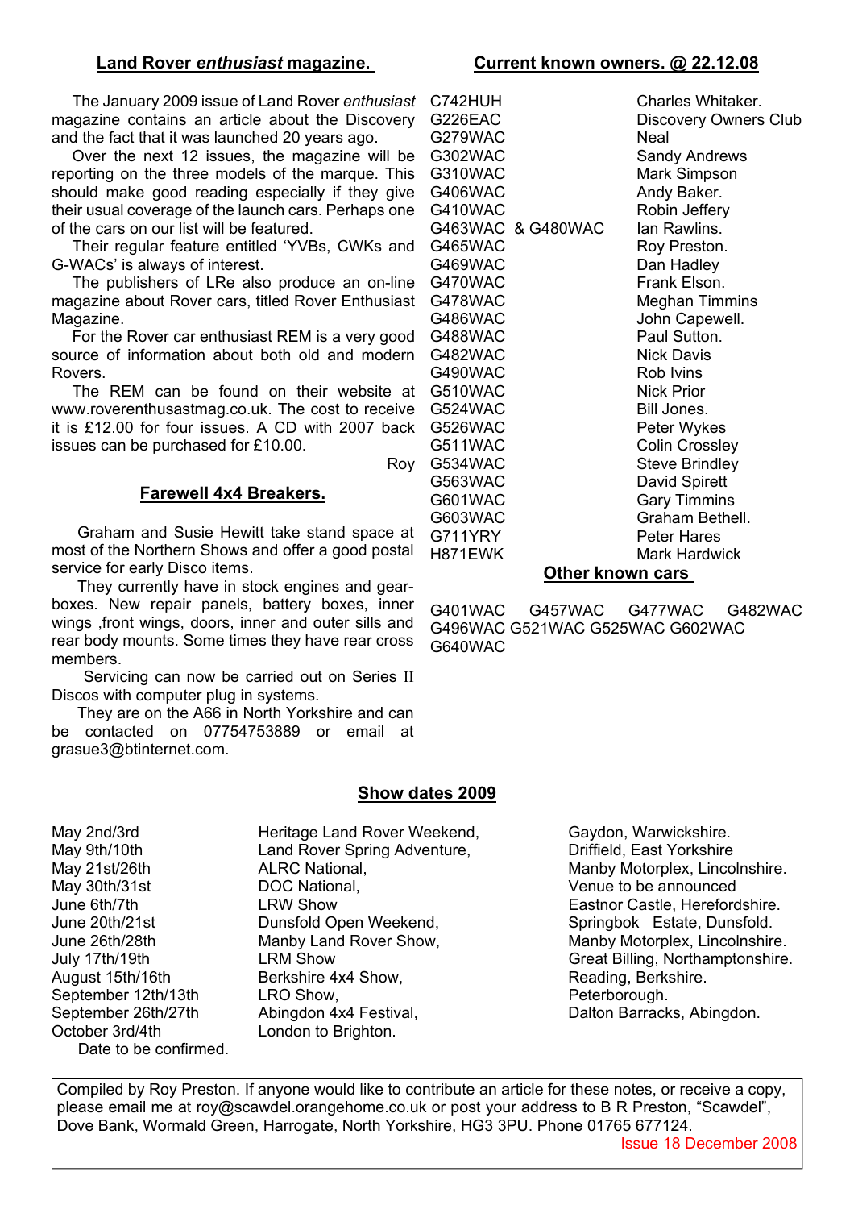## Land Rover *enthusiast* magazine.

The January 2009 issue of Land Rover *enthusiast* magazine contains an article about the Discovery and the fact that it was launched 20 years ago.

Over the next 12 issues, the magazine will be reporting on the three models of the marque. This should make good reading especially if they give their usual coverage of the launch cars. Perhaps one of the cars on our list will be featured.

Their regular feature entitled 'YVBs, CWKs and G-WACs' is always of interest.

The publishers of LRe also produce an on-line magazine about Rover cars, titled Rover Enthusiast Magazine.

For the Rover car enthusiast REM is a very good source of information about both old and modern Rovers.

The REM can be found on their website at www.roverenthusastmag.co.uk. The cost to receive it is £12.00 for four issues. A CD with 2007 back issues can be purchased for £10.00.

Roy

## Farewell 4x4 Breakers.

Graham and Susie Hewitt take stand space at most of the Northern Shows and offer a good postal service for early Disco items.

They currently have in stock engines and gear-boxes. New repair panels, battery boxes, inner wings ,front wings, doors, inner and outer sills and rear body mounts. Some times they have rear cross members.

Servicing can now be carried out on Series II Discos with computer plug in systems.

They are on the A66 in North Yorkshire and can be contacted on 07754753889 or email at grasue3@btinternet.com.

## Current known owners. @ 22.12.08

| | |
|---|---|
| C742HUH | Charles Whitaker. |
| G226EAC | Discovery Owners Club |
| G279WAC | Neal |
| G302WAC | Sandy Andrews |
| G310WAC | Mark Simpson |
| G406WAC | Andy Baker. |
| G410WAC | Robin Jeffery |
| G463WAC & G480WAC | Ian Rawlins. |
| G465WAC | Roy Preston. |
| G469WAC | Dan Hadley |
| G470WAC | Frank Elson. |
| G478WAC | Meghan Timmins |
| G486WAC | John Capewell. |
| G488WAC | Paul Sutton. |
| G482WAC | Nick Davis |
| G490WAC | Rob Ivins |
| G510WAC | Nick Prior |
| G524WAC | Bill Jones. |
| G526WAC | Peter Wykes |
| G511WAC | Colin Crossley |
| G534WAC | Steve Brindley |
| G563WAC | David Spirett |
| G601WAC | Gary Timmins |
| G603WAC | Graham Bethell. |
| G711YRY | Peter Hares |
| H871EWK | Mark Hardwick |

## Other known cars

G401WAC G457WAC G477WAC G482WAC G496WAC G521WAC G525WAC G602WAC G640WAC

## Show dates 2009

| | | |
|---|---|---|
| May 2nd/3rd | Heritage Land Rover Weekend, | Gaydon, Warwickshire. |
| May 9th/10th | Land Rover Spring Adventure, | Driffield, East Yorkshire |
| May 21st/26th | ALRC National, | Manby Motorplex, Lincolnshire. |
| May 30th/31st | DOC National, | Venue to be announced |
| June 6th/7th | LRW Show | Eastnor Castle, Herefordshire. |
| June 20th/21st | Dunsfold Open Weekend, | Springbok Estate, Dunsfold. |
| June 26th/28th | Manby Land Rover Show, | Manby Motorplex, Lincolnshire. |
| July 17th/19th | LRM Show | Great Billing, Northamptonshire. |
| August 15th/16th | Berkshire 4x4 Show, | Reading, Berkshire. |
| September 12th/13th | LRO Show, | Peterborough. |
| September 26th/27th | Abingdon 4x4 Festival, | Dalton Barracks, Abingdon. |
| October 3rd/4th | London to Brighton. | |
| Date to be confirmed. | | |

Compiled by Roy Preston. If anyone would like to contribute an article for these notes, or receive a copy, please email me at roy@scawdel.orangehome.co.uk or post your address to B R Preston, "Scawdel", Dove Bank, Wormald Green, Harrogate, North Yorkshire, HG3 3PU. Phone 01765 677124.

Issue 18 December 2008